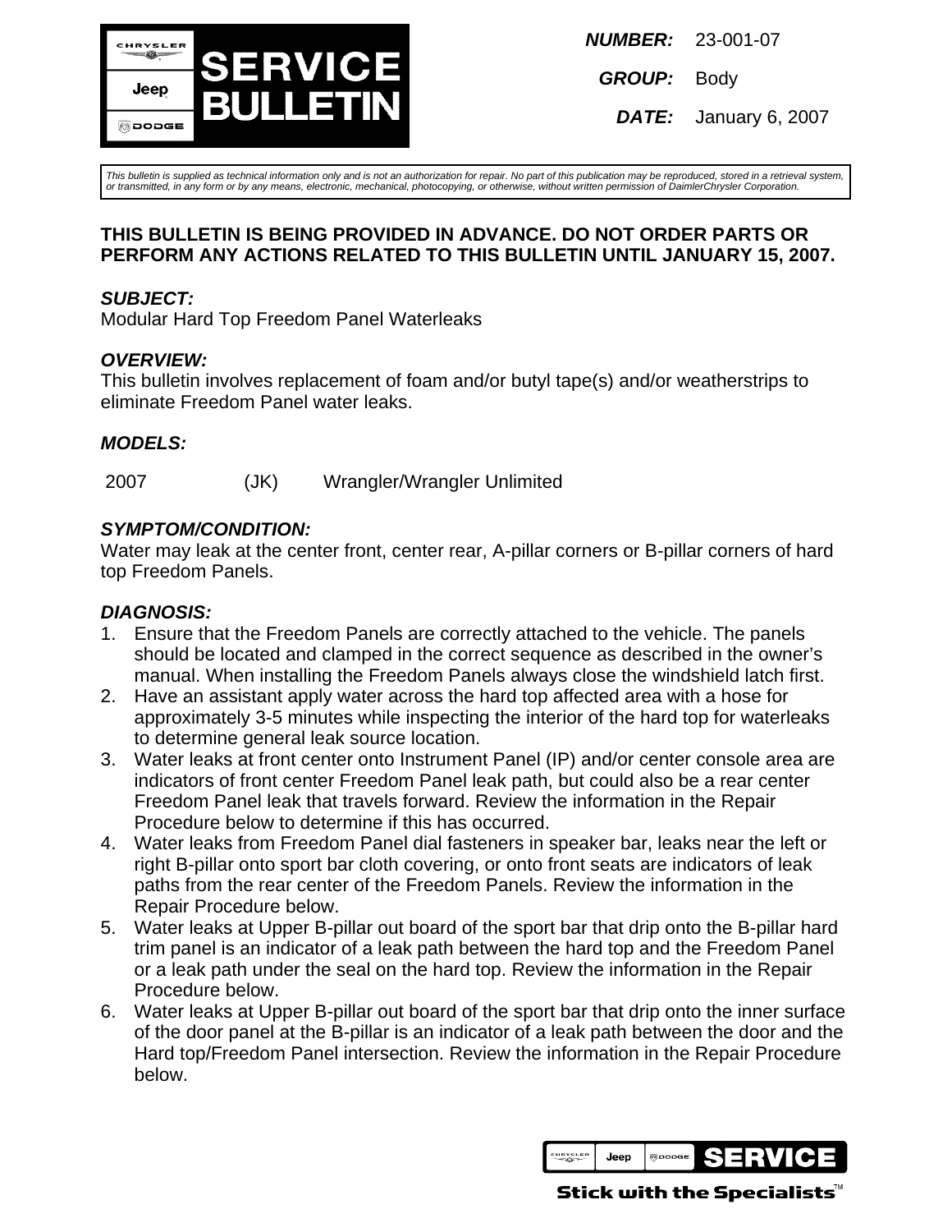**SERVICE BULLETIN**

**NUMBER:** 23-001-07

**GROUP:** Body

**DATE:** January 6, 2007

*This bulletin is supplied as technical information only and is not an authorization for repair. No part of this publication may be reproduced, stored in a retrieval system, or transmitted, in any form or by any means, electronic, mechanical, photocopying, or otherwise, without written permission of DaimlerChrysler Corporation.*

**THIS BULLETIN IS BEING PROVIDED IN ADVANCE. DO NOT ORDER PARTS OR PERFORM ANY ACTIONS RELATED TO THIS BULLETIN UNTIL JANUARY 15, 2007.**

### *SUBJECT:*

Modular Hard Top Freedom Panel Waterleaks

### *OVERVIEW:*

This bulletin involves replacement of foam and/or butyl tape(s) and/or weatherstrips to eliminate Freedom Panel water leaks.

### *MODELS:*

| | | |
|---|---|---|
| 2007 | (JK) | Wrangler/Wrangler Unlimited |

### *SYMPTOM/CONDITION:*

Water may leak at the center front, center rear, A-pillar corners or B-pillar corners of hard top Freedom Panels.

### *DIAGNOSIS:*

1. Ensure that the Freedom Panels are correctly attached to the vehicle. The panels should be located and clamped in the correct sequence as described in the owner's manual. When installing the Freedom Panels always close the windshield latch first.
2. Have an assistant apply water across the hard top affected area with a hose for approximately 3-5 minutes while inspecting the interior of the hard top for waterleaks to determine general leak source location.
3. Water leaks at front center onto Instrument Panel (IP) and/or center console area are indicators of front center Freedom Panel leak path, but could also be a rear center Freedom Panel leak that travels forward. Review the information in the Repair Procedure below to determine if this has occurred.
4. Water leaks from Freedom Panel dial fasteners in speaker bar, leaks near the left or right B-pillar onto sport bar cloth covering, or onto front seats are indicators of leak paths from the rear center of the Freedom Panels. Review the information in the Repair Procedure below.
5. Water leaks at Upper B-pillar out board of the sport bar that drip onto the B-pillar hard trim panel is an indicator of a leak path between the hard top and the Freedom Panel or a leak path under the seal on the hard top. Review the information in the Repair Procedure below.
6. Water leaks at Upper B-pillar out board of the sport bar that drip onto the inner surface of the door panel at the B-pillar is an indicator of a leak path between the door and the Hard top/Freedom Panel intersection. Review the information in the Repair Procedure below.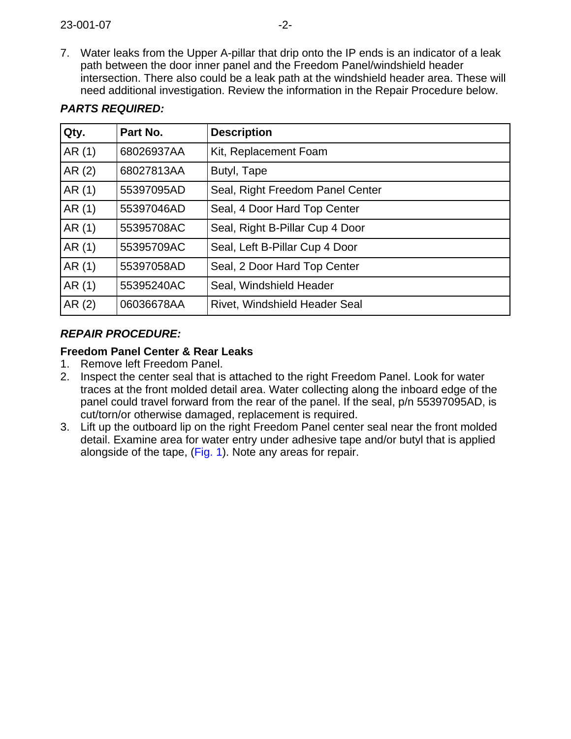7. Water leaks from the Upper A-pillar that drip onto the IP ends is an indicator of a leak path between the door inner panel and the Freedom Panel/windshield header intersection. There also could be a leak path at the windshield header area. These will need additional investigation. Review the information in the Repair Procedure below.

***PARTS REQUIRED:***

| Qty. | Part No. | Description |
|---|---|---|
| AR (1) | 68026937AA | Kit, Replacement Foam |
| AR (2) | 68027813AA | Butyl, Tape |
| AR (1) | 55397095AD | Seal, Right Freedom Panel Center |
| AR (1) | 55397046AD | Seal, 4 Door Hard Top Center |
| AR (1) | 55395708AC | Seal, Right B-Pillar Cup 4 Door |
| AR (1) | 55395709AC | Seal, Left B-Pillar Cup 4 Door |
| AR (1) | 55397058AD | Seal, 2 Door Hard Top Center |
| AR (1) | 55395240AC | Seal, Windshield Header |
| AR (2) | 06036678AA | Rivet, Windshield Header Seal |

***REPAIR PROCEDURE:***

**Freedom Panel Center & Rear Leaks**

1. Remove left Freedom Panel.
2. Inspect the center seal that is attached to the right Freedom Panel. Look for water traces at the front molded detail area. Water collecting along the inboard edge of the panel could travel forward from the rear of the panel. If the seal, p/n 55397095AD, is cut/torn/or otherwise damaged, replacement is required.
3. Lift up the outboard lip on the right Freedom Panel center seal near the front molded detail. Examine area for water entry under adhesive tape and/or butyl that is applied alongside of the tape, (Fig. 1). Note any areas for repair.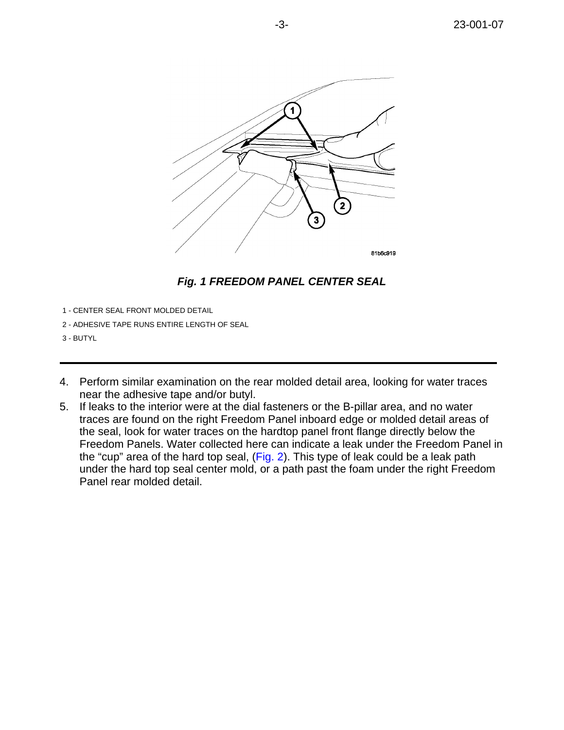*Fig. 1 FREEDOM PANEL CENTER SEAL*

1 - CENTER SEAL FRONT MOLDED DETAIL

2 - ADHESIVE TAPE RUNS ENTIRE LENGTH OF SEAL

3 - BUTYL

---

4. Perform similar examination on the rear molded detail area, looking for water traces near the adhesive tape and/or butyl.
5. If leaks to the interior were at the dial fasteners or the B-pillar area, and no water traces are found on the right Freedom Panel inboard edge or molded detail areas of the seal, look for water traces on the hardtop panel front flange directly below the Freedom Panels. Water collected here can indicate a leak under the Freedom Panel in the “cup” area of the hard top seal, (Fig. 2). This type of leak could be a leak path under the hard top seal center mold, or a path past the foam under the right Freedom Panel rear molded detail.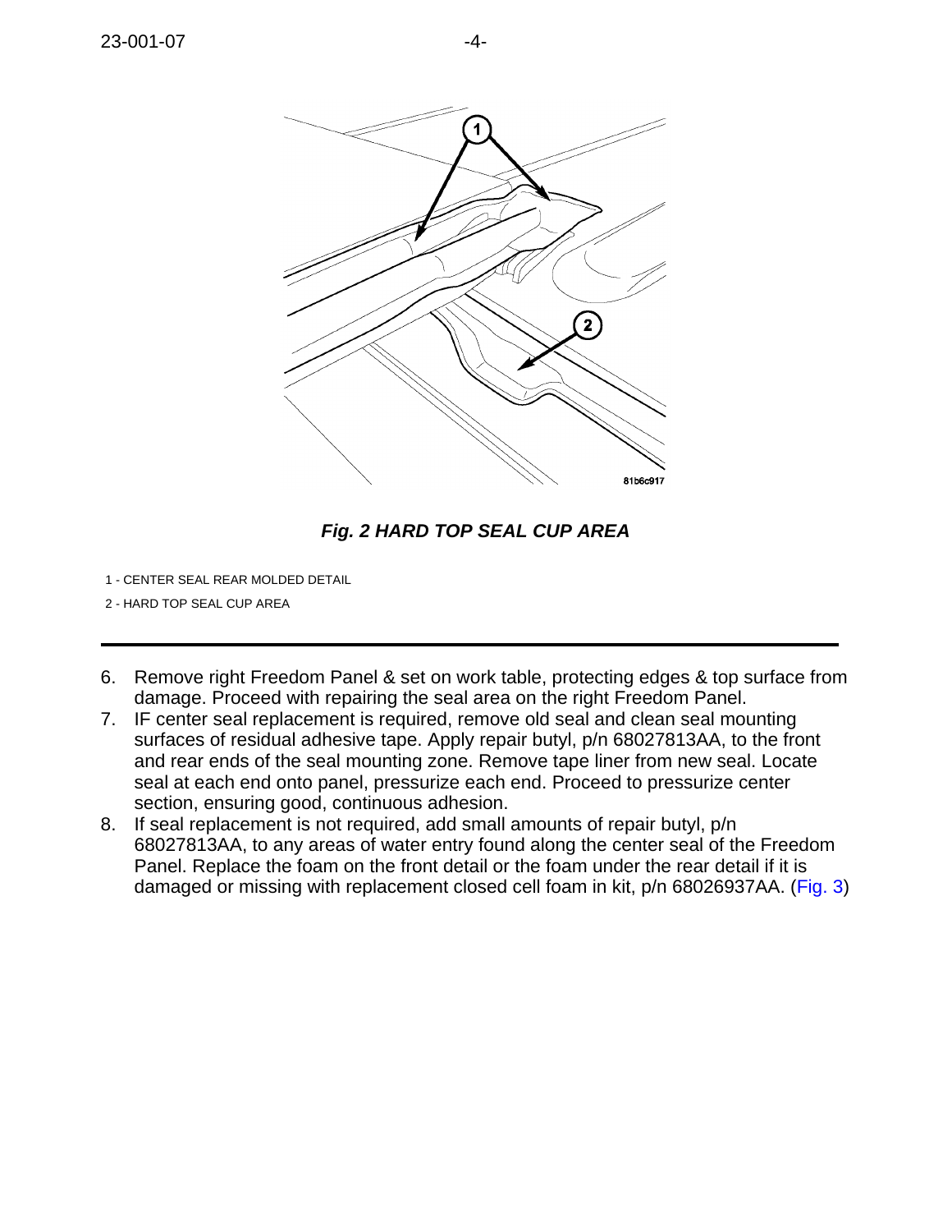***Fig. 2 HARD TOP SEAL CUP AREA***

1 - CENTER SEAL REAR MOLDED DETAIL

2 - HARD TOP SEAL CUP AREA

---

6. Remove right Freedom Panel & set on work table, protecting edges & top surface from damage. Proceed with repairing the seal area on the right Freedom Panel.
7. IF center seal replacement is required, remove old seal and clean seal mounting surfaces of residual adhesive tape. Apply repair butyl, p/n 68027813AA, to the front and rear ends of the seal mounting zone. Remove tape liner from new seal. Locate seal at each end onto panel, pressurize each end. Proceed to pressurize center section, ensuring good, continuous adhesion.
8. If seal replacement is not required, add small amounts of repair butyl, p/n 68027813AA, to any areas of water entry found along the center seal of the Freedom Panel. Replace the foam on the front detail or the foam under the rear detail if it is damaged or missing with replacement closed cell foam in kit, p/n 68026937AA. (Fig. 3)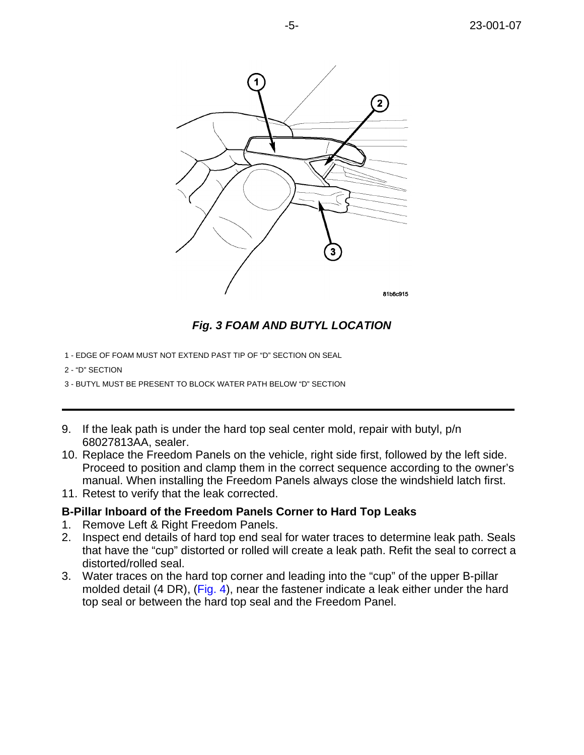*Fig. 3 FOAM AND BUTYL LOCATION*

1 - EDGE OF FOAM MUST NOT EXTEND PAST TIP OF “D” SECTION ON SEAL

2 - “D” SECTION

3 - BUTYL MUST BE PRESENT TO BLOCK WATER PATH BELOW “D” SECTION

---

9. If the leak path is under the hard top seal center mold, repair with butyl, p/n 68027813AA, sealer.
10. Replace the Freedom Panels on the vehicle, right side first, followed by the left side. Proceed to position and clamp them in the correct sequence according to the owner’s manual. When installing the Freedom Panels always close the windshield latch first.
11. Retest to verify that the leak corrected.

**B-Pillar Inboard of the Freedom Panels Corner to Hard Top Leaks**

1. Remove Left & Right Freedom Panels.
2. Inspect end details of hard top end seal for water traces to determine leak path. Seals that have the “cup” distorted or rolled will create a leak path. Refit the seal to correct a distorted/rolled seal.
3. Water traces on the hard top corner and leading into the “cup” of the upper B-pillar molded detail (4 DR), (Fig. 4), near the fastener indicate a leak either under the hard top seal or between the hard top seal and the Freedom Panel.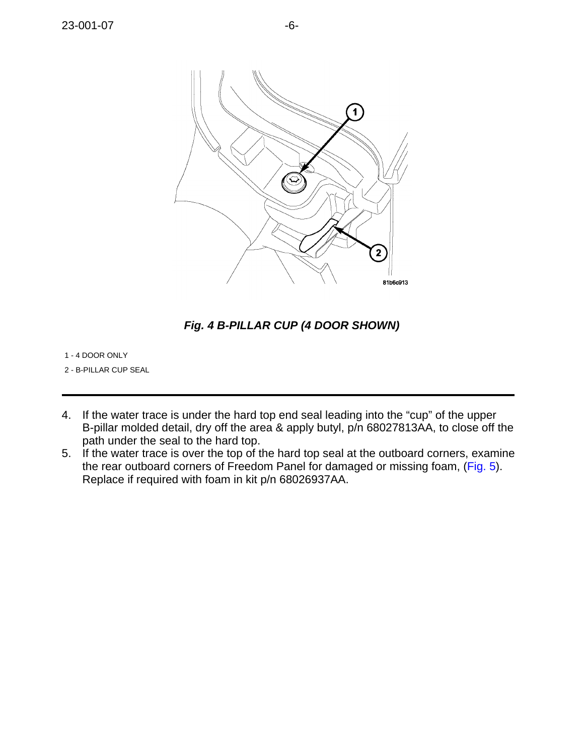*Fig. 4 B-PILLAR CUP (4 DOOR SHOWN)*

1 - 4 DOOR ONLY

2 - B-PILLAR CUP SEAL

---

4. If the water trace is under the hard top end seal leading into the “cup” of the upper B-pillar molded detail, dry off the area & apply butyl, p/n 68027813AA, to close off the path under the seal to the hard top.
5. If the water trace is over the top of the hard top seal at the outboard corners, examine the rear outboard corners of Freedom Panel for damaged or missing foam, (Fig. 5). Replace if required with foam in kit p/n 68026937AA.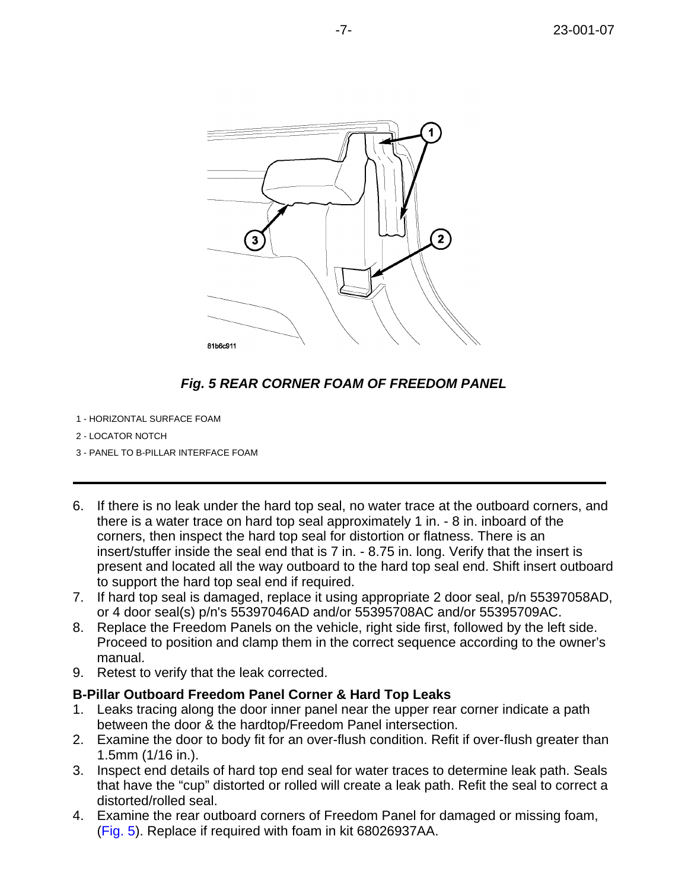*Fig. 5 REAR CORNER FOAM OF FREEDOM PANEL*

1 - HORIZONTAL SURFACE FOAM

2 - LOCATOR NOTCH

3 - PANEL TO B-PILLAR INTERFACE FOAM

---

6. If there is no leak under the hard top seal, no water trace at the outboard corners, and there is a water trace on hard top seal approximately 1 in. - 8 in. inboard of the corners, then inspect the hard top seal for distortion or flatness. There is an insert/stuffer inside the seal end that is 7 in. - 8.75 in. long. Verify that the insert is present and located all the way outboard to the hard top seal end. Shift insert outboard to support the hard top seal end if required.
7. If hard top seal is damaged, replace it using appropriate 2 door seal, p/n 55397058AD, or 4 door seal(s) p/n's 55397046AD and/or 55395708AC and/or 55395709AC.
8. Replace the Freedom Panels on the vehicle, right side first, followed by the left side. Proceed to position and clamp them in the correct sequence according to the owner's manual.
9. Retest to verify that the leak corrected.

**B-Pillar Outboard Freedom Panel Corner & Hard Top Leaks**

1. Leaks tracing along the door inner panel near the upper rear corner indicate a path between the door & the hardtop/Freedom Panel intersection.
2. Examine the door to body fit for an over-flush condition. Refit if over-flush greater than 1.5mm (1/16 in.).
3. Inspect end details of hard top end seal for water traces to determine leak path. Seals that have the "cup" distorted or rolled will create a leak path. Refit the seal to correct a distorted/rolled seal.
4. Examine the rear outboard corners of Freedom Panel for damaged or missing foam, (Fig. 5). Replace if required with foam in kit 68026937AA.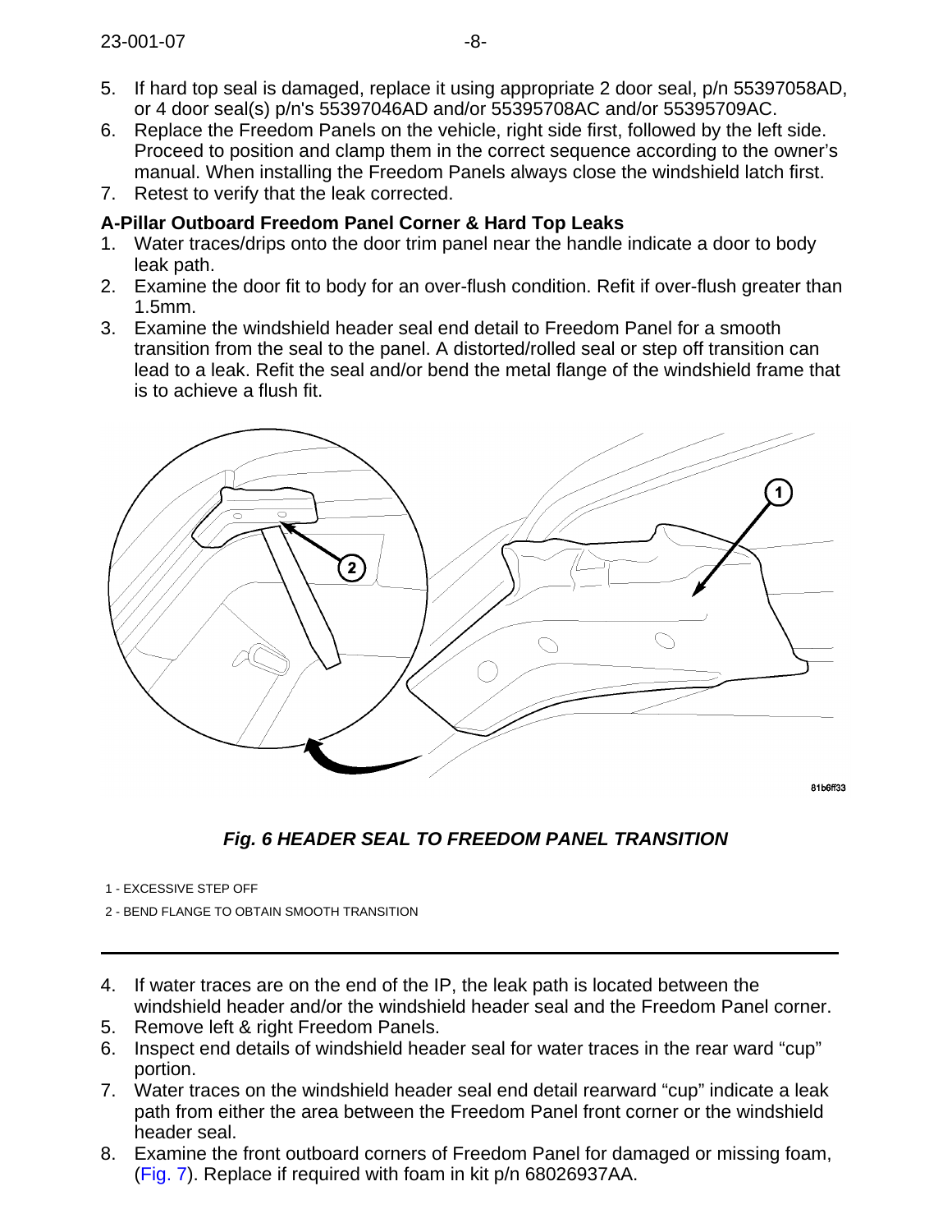5. If hard top seal is damaged, replace it using appropriate 2 door seal, p/n 55397058AD, or 4 door seal(s) p/n's 55397046AD and/or 55395708AC and/or 55395709AC.
6. Replace the Freedom Panels on the vehicle, right side first, followed by the left side. Proceed to position and clamp them in the correct sequence according to the owner's manual. When installing the Freedom Panels always close the windshield latch first.
7. Retest to verify that the leak corrected.

**A-Pillar Outboard Freedom Panel Corner & Hard Top Leaks**

1. Water traces/drips onto the door trim panel near the handle indicate a door to body leak path.
2. Examine the door fit to body for an over-flush condition. Refit if over-flush greater than 1.5mm.
3. Examine the windshield header seal end detail to Freedom Panel for a smooth transition from the seal to the panel. A distorted/rolled seal or step off transition can lead to a leak. Refit the seal and/or bend the metal flange of the windshield frame that is to achieve a flush fit.

***Fig. 6 HEADER SEAL TO FREEDOM PANEL TRANSITION***

1 - EXCESSIVE STEP OFF

2 - BEND FLANGE TO OBTAIN SMOOTH TRANSITION

4. If water traces are on the end of the IP, the leak path is located between the windshield header and/or the windshield header seal and the Freedom Panel corner.
5. Remove left & right Freedom Panels.
6. Inspect end details of windshield header seal for water traces in the rear ward "cup" portion.
7. Water traces on the windshield header seal end detail rearward "cup" indicate a leak path from either the area between the Freedom Panel front corner or the windshield header seal.
8. Examine the front outboard corners of Freedom Panel for damaged or missing foam, (Fig. 7). Replace if required with foam in kit p/n 68026937AA.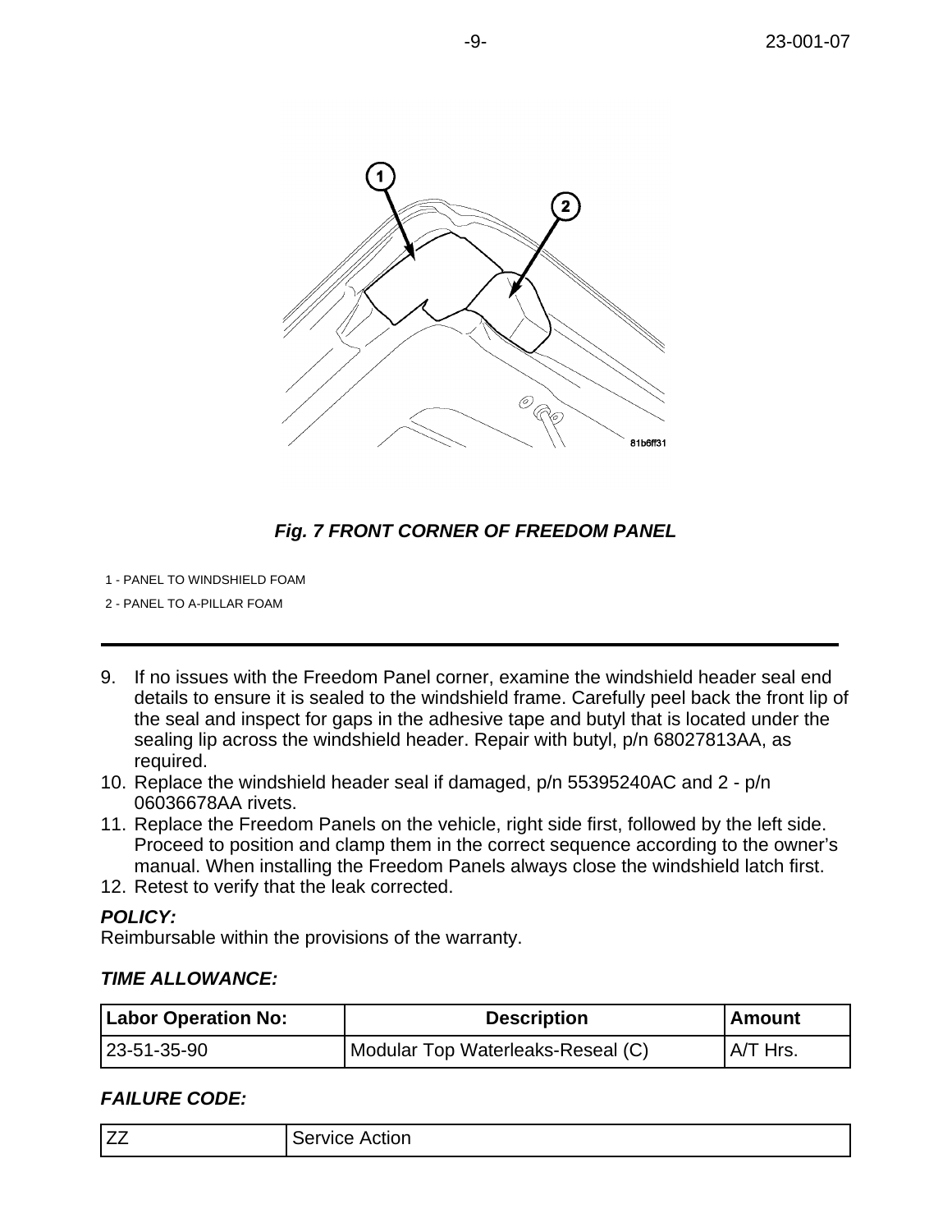81b6ff31

*Fig. 7 FRONT CORNER OF FREEDOM PANEL*

1 - PANEL TO WINDSHIELD FOAM

2 - PANEL TO A-PILLAR FOAM

---

9. If no issues with the Freedom Panel corner, examine the windshield header seal end details to ensure it is sealed to the windshield frame. Carefully peel back the front lip of the seal and inspect for gaps in the adhesive tape and butyl that is located under the sealing lip across the windshield header. Repair with butyl, p/n 68027813AA, as required.
10. Replace the windshield header seal if damaged, p/n 55395240AC and 2 - p/n 06036678AA rivets.
11. Replace the Freedom Panels on the vehicle, right side first, followed by the left side. Proceed to position and clamp them in the correct sequence according to the owner's manual. When installing the Freedom Panels always close the windshield latch first.
12. Retest to verify that the leak corrected.

***POLICY:***

Reimbursable within the provisions of the warranty.

***TIME ALLOWANCE:***

| Labor Operation No: | Description | Amount |
|---|---|---|
| 23-51-35-90 | Modular Top Waterleaks-Reseal (C) | A/T Hrs. |

***FAILURE CODE:***

| | |
|---|---|
| ZZ | Service Action |